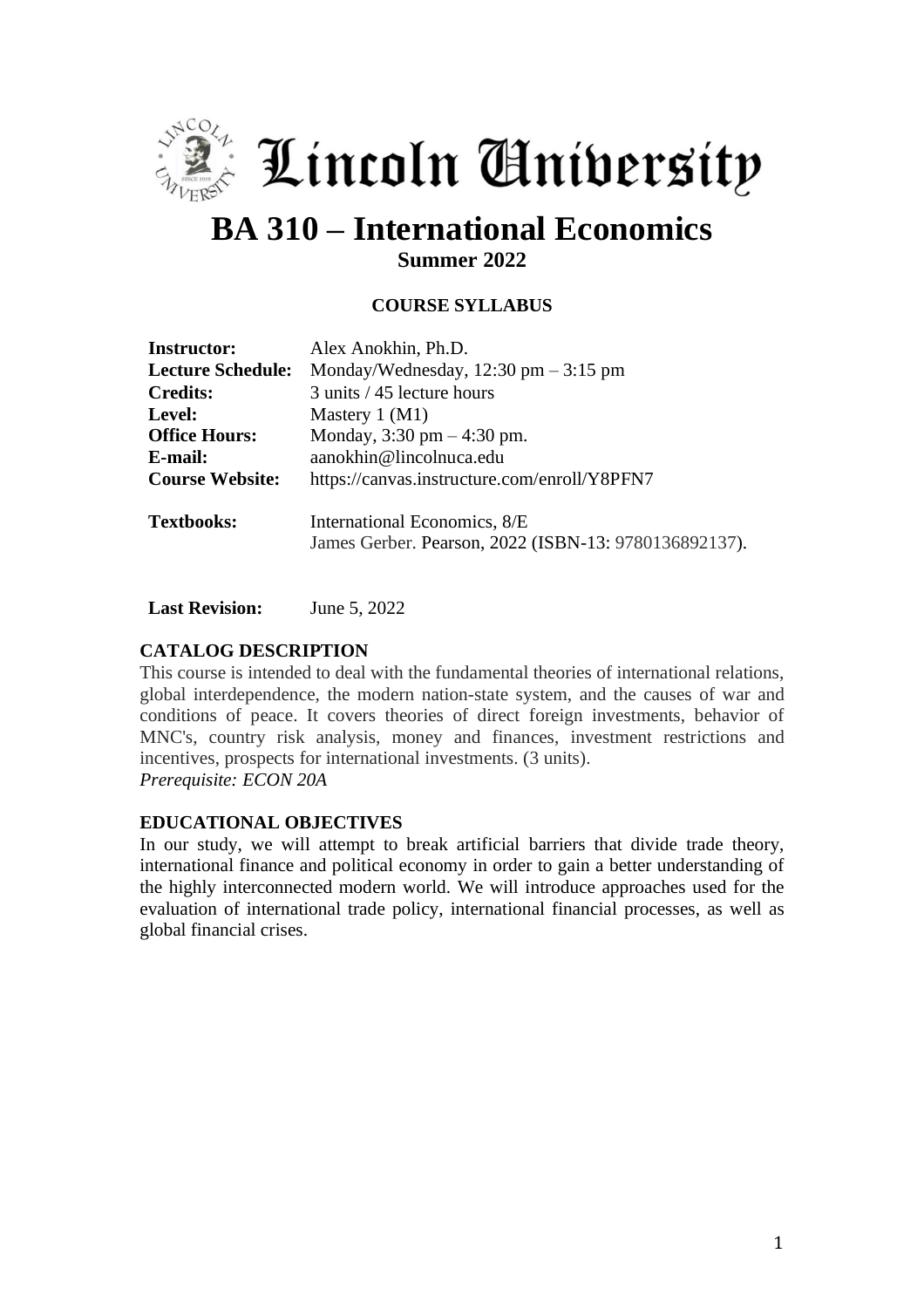# Lincoln University

# BA 310 – International Economics

## Summer 2022

### COURSE SYLLABUS

| | |
|---|---|
| **Instructor:** | Alex Anokhin, Ph.D. |
| **Lecture Schedule:** | Monday/Wednesday, 12:30 pm – 3:15 pm |
| **Credits:** | 3 units / 45 lecture hours |
| **Level:** | Mastery 1 (M1) |
| **Office Hours:** | Monday, 3:30 pm – 4:30 pm. |
| **E-mail:** | aanokhin@lincolnuca.edu |
| **Course Website:** | https://canvas.instructure.com/enroll/Y8PFN7 |
| **Textbooks:** | International Economics, 8/E<br>James Gerber. Pearson, 2022 (ISBN-13: 9780136892137). |

**Last Revision:** June 5, 2022

### CATALOG DESCRIPTION

This course is intended to deal with the fundamental theories of international relations, global interdependence, the modern nation-state system, and the causes of war and conditions of peace. It covers theories of direct foreign investments, behavior of MNC's, country risk analysis, money and finances, investment restrictions and incentives, prospects for international investments. (3 units).
*Prerequisite: ECON 20A*

### EDUCATIONAL OBJECTIVES

In our study, we will attempt to break artificial barriers that divide trade theory, international finance and political economy in order to gain a better understanding of the highly interconnected modern world. We will introduce approaches used for the evaluation of international trade policy, international financial processes, as well as global financial crises.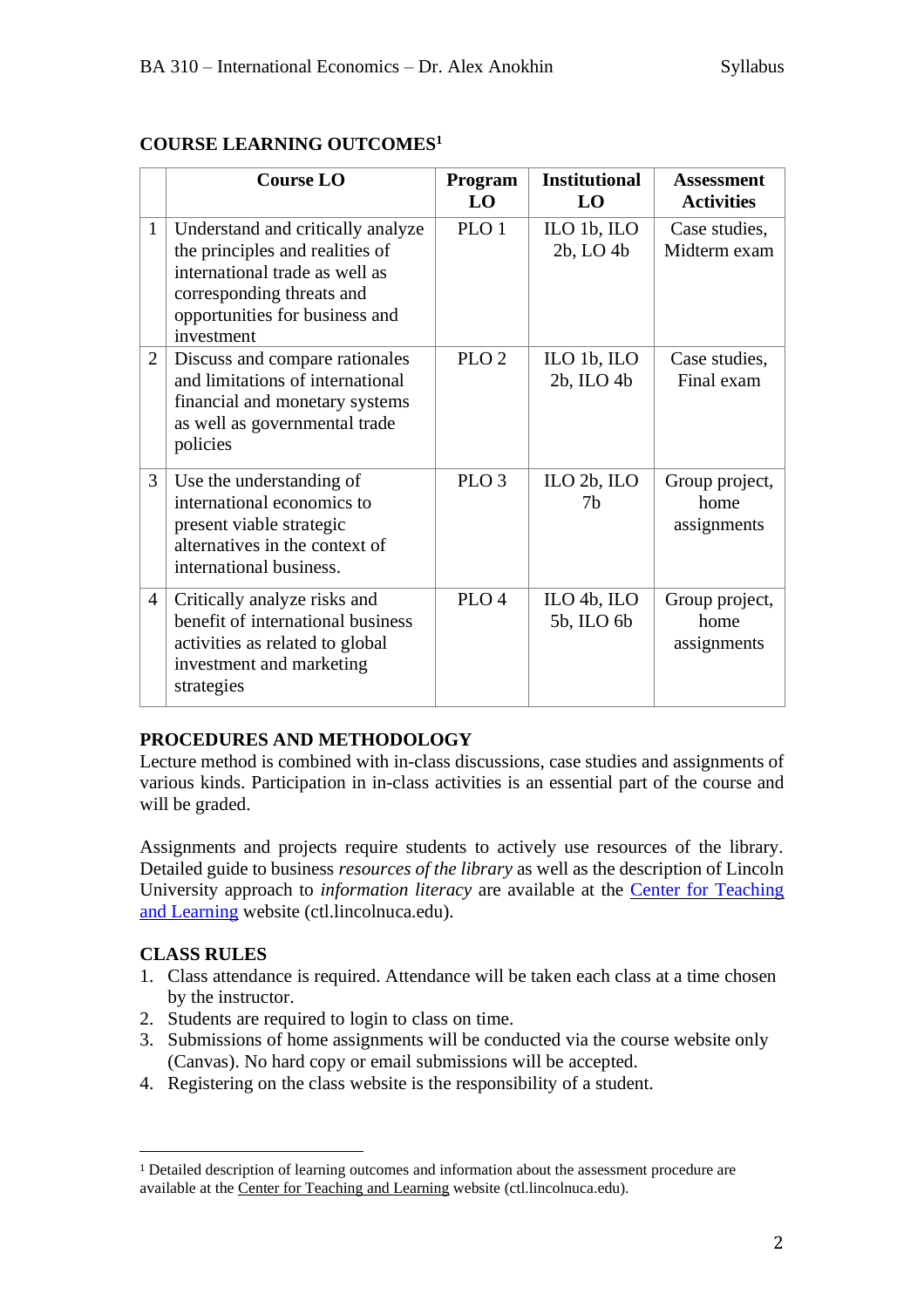## COURSE LEARNING OUTCOMES[1]

| | Course LO | Program LO | Institutional LO | Assessment Activities |
|---|---|---|---|---|
| 1 | Understand and critically analyze the principles and realities of international trade as well as corresponding threats and opportunities for business and investment | PLO 1 | ILO 1b, ILO 2b, LO 4b | Case studies, Midterm exam |
| 2 | Discuss and compare rationales and limitations of international financial and monetary systems as well as governmental trade policies | PLO 2 | ILO 1b, ILO 2b, ILO 4b | Case studies, Final exam |
| 3 | Use the understanding of international economics to present viable strategic alternatives in the context of international business. | PLO 3 | ILO 2b, ILO 7b | Group project, home assignments |
| 4 | Critically analyze risks and benefit of international business activities as related to global investment and marketing strategies | PLO 4 | ILO 4b, ILO 5b, ILO 6b | Group project, home assignments |

## PROCEDURES AND METHODOLOGY

Lecture method is combined with in-class discussions, case studies and assignments of various kinds. Participation in in-class activities is an essential part of the course and will be graded.

Assignments and projects require students to actively use resources of the library. Detailed guide to business *resources of the library* as well as the description of Lincoln University approach to *information literacy* are available at the Center for Teaching and Learning website (ctl.lincolnuca.edu).

## CLASS RULES

1. Class attendance is required. Attendance will be taken each class at a time chosen by the instructor.
2. Students are required to login to class on time.
3. Submissions of home assignments will be conducted via the course website only (Canvas). No hard copy or email submissions will be accepted.
4. Registering on the class website is the responsibility of a student.

---

[1] Detailed description of learning outcomes and information about the assessment procedure are available at the Center for Teaching and Learning website (ctl.lincolnuca.edu).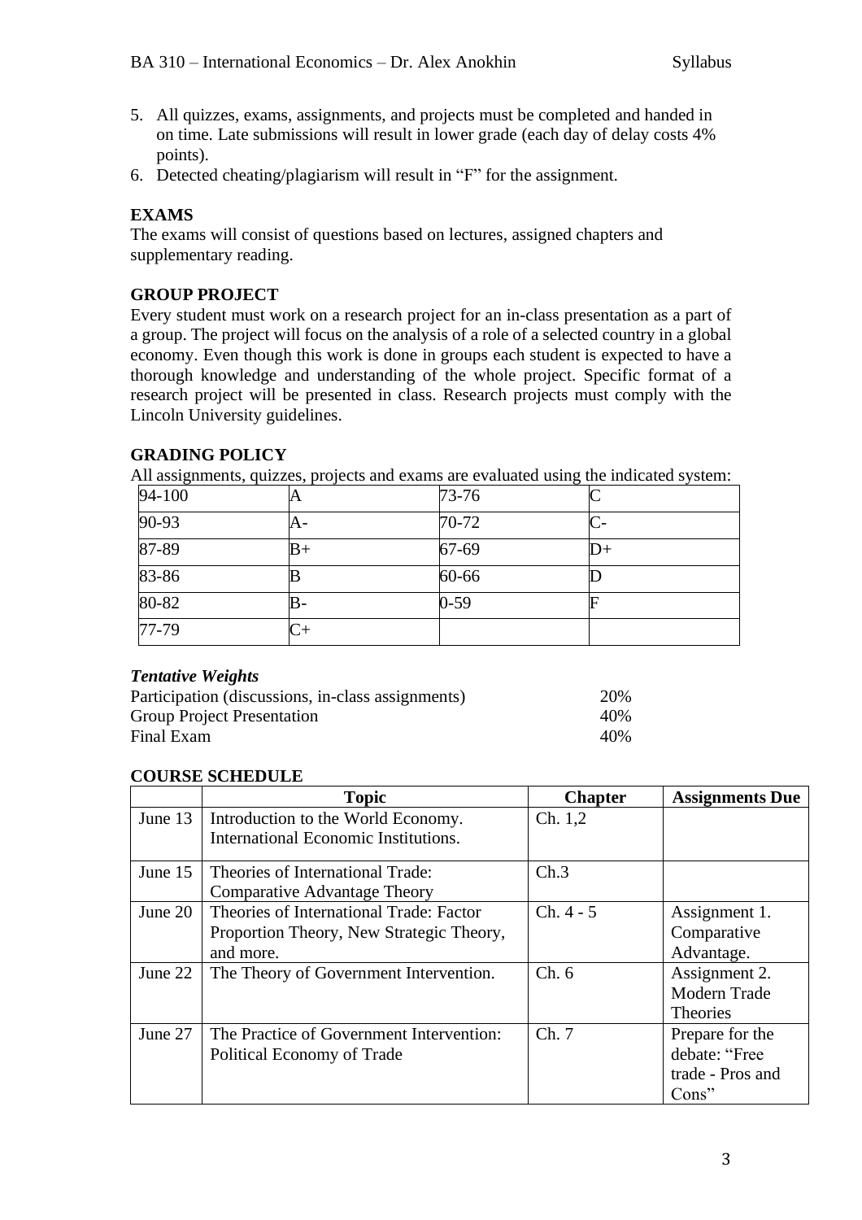5. All quizzes, exams, assignments, and projects must be completed and handed in on time. Late submissions will result in lower grade (each day of delay costs 4% points).
6. Detected cheating/plagiarism will result in "F" for the assignment.

## EXAMS

The exams will consist of questions based on lectures, assigned chapters and supplementary reading.

## GROUP PROJECT

Every student must work on a research project for an in-class presentation as a part of a group. The project will focus on the analysis of a role of a selected country in a global economy. Even though this work is done in groups each student is expected to have a thorough knowledge and understanding of the whole project. Specific format of a research project will be presented in class. Research projects must comply with the Lincoln University guidelines.

## GRADING POLICY

All assignments, quizzes, projects and exams are evaluated using the indicated system:

| 94-100 | A | 73-76 | C |
|---|---|---|---|
| 90-93 | A- | 70-72 | C- |
| 87-89 | B+ | 67-69 | D+ |
| 83-86 | B | 60-66 | D |
| 80-82 | B- | 0-59 | F |
| 77-79 | C+ | | |

***Tentative Weights***

| | |
|---|---|
| Participation (discussions, in-class assignments) | 20% |
| Group Project Presentation | 40% |
| Final Exam | 40% |

## COURSE SCHEDULE

| | Topic | Chapter | Assignments Due |
|---|---|---|---|
| June 13 | Introduction to the World Economy. International Economic Institutions. | Ch. 1,2 | |
| June 15 | Theories of International Trade: Comparative Advantage Theory | Ch.3 | |
| June 20 | Theories of International Trade: Factor Proportion Theory, New Strategic Theory, and more. | Ch. 4 - 5 | Assignment 1. Comparative Advantage. |
| June 22 | The Theory of Government Intervention. | Ch. 6 | Assignment 2. Modern Trade Theories |
| June 27 | The Practice of Government Intervention: Political Economy of Trade | Ch. 7 | Prepare for the debate: "Free trade - Pros and Cons" |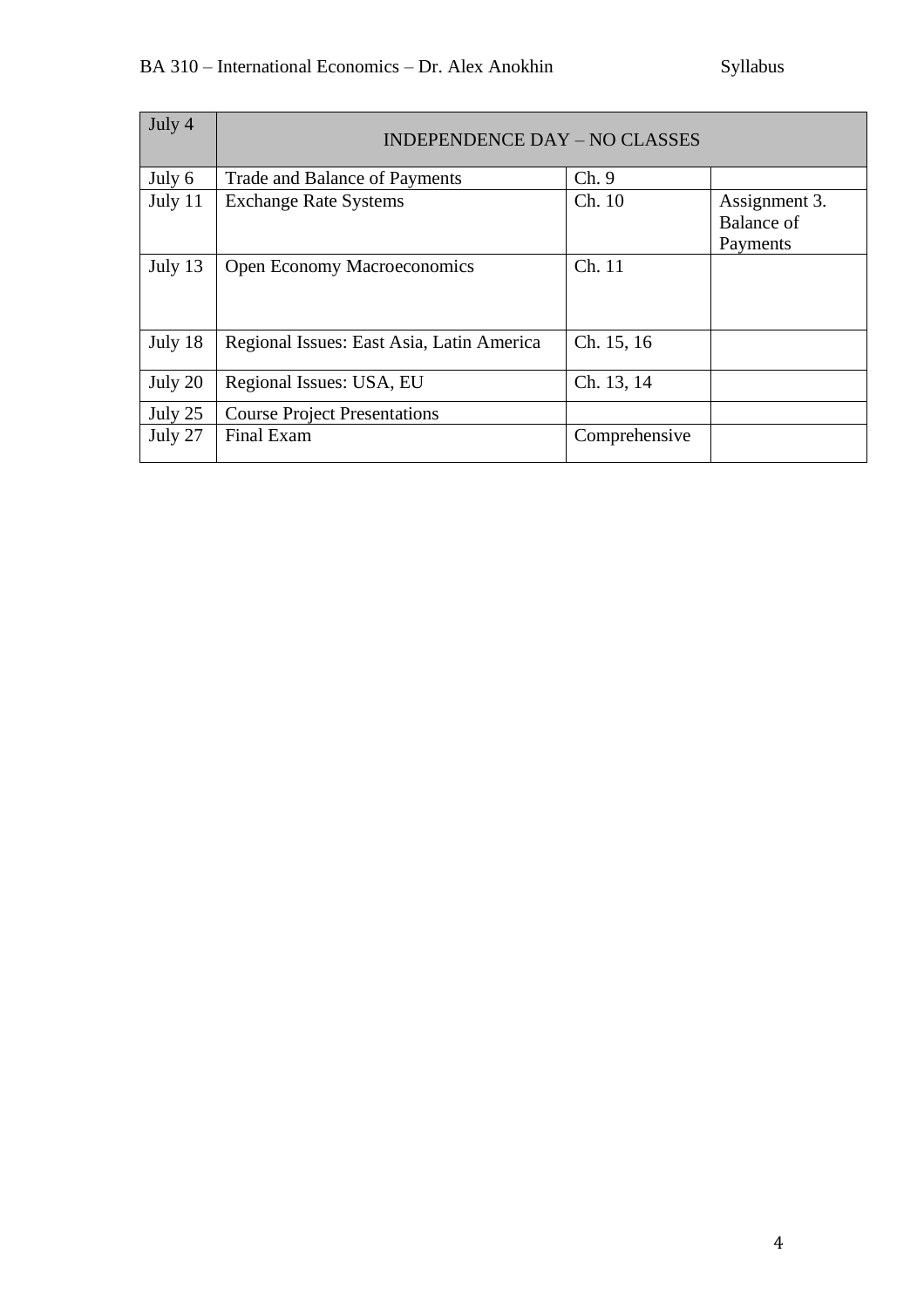| | | | |
|---|---|---|---|
| July 4 | INDEPENDENCE DAY – NO CLASSES | | |
| July 6 | Trade and Balance of Payments | Ch. 9 | |
| July 11 | Exchange Rate Systems | Ch. 10 | Assignment 3. Balance of Payments |
| July 13 | Open Economy Macroeconomics | Ch. 11 | |
| July 18 | Regional Issues: East Asia, Latin America | Ch. 15, 16 | |
| July 20 | Regional Issues: USA, EU | Ch. 13, 14 | |
| July 25 | Course Project Presentations | | |
| July 27 | Final Exam | Comprehensive | |